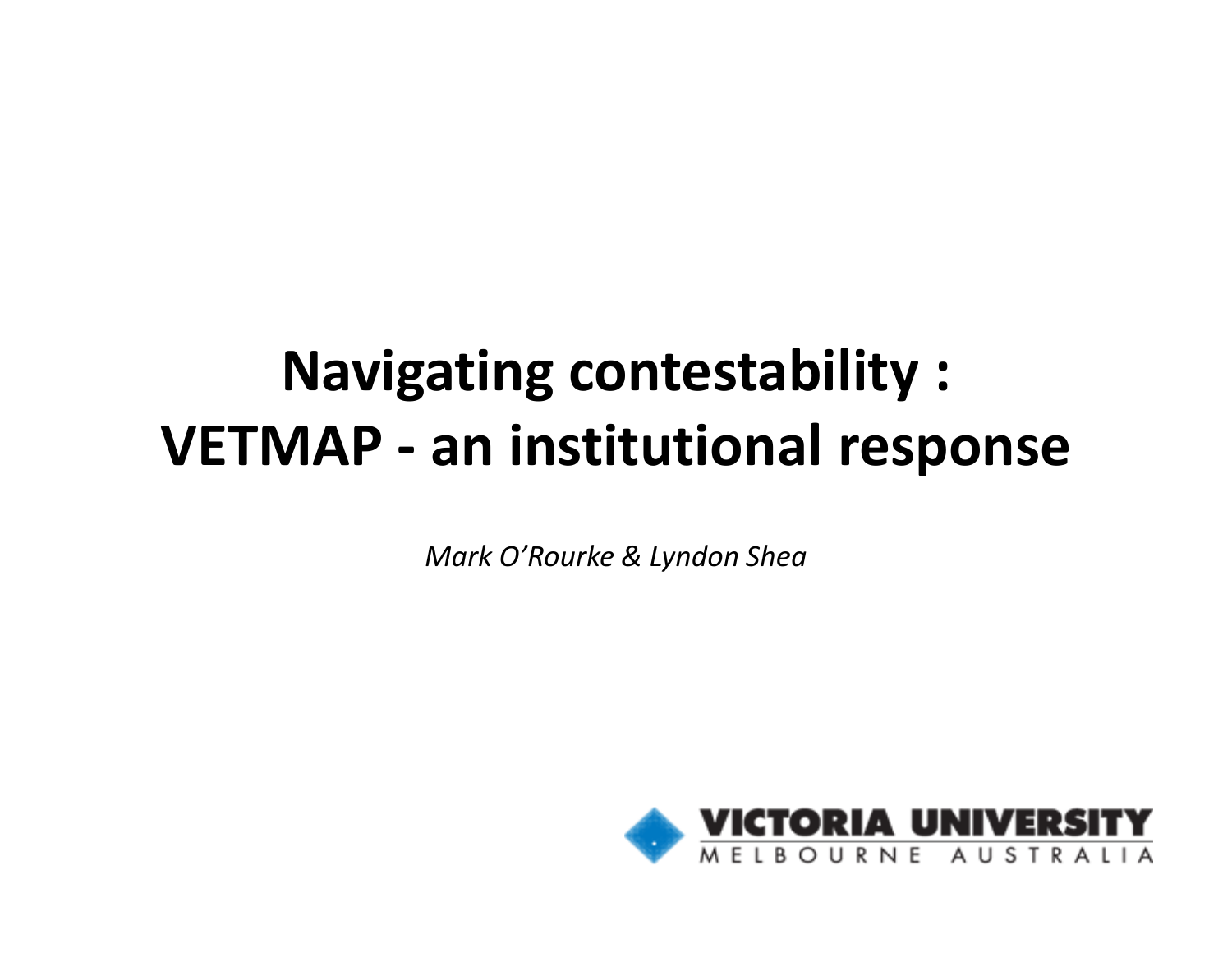# Navigating contestability : VETMAP - an institutional response

*Mark O'Rourke & Lyndon Shea*

VICTORIA UNIVERSITY
MELBOURNE AUSTRALIA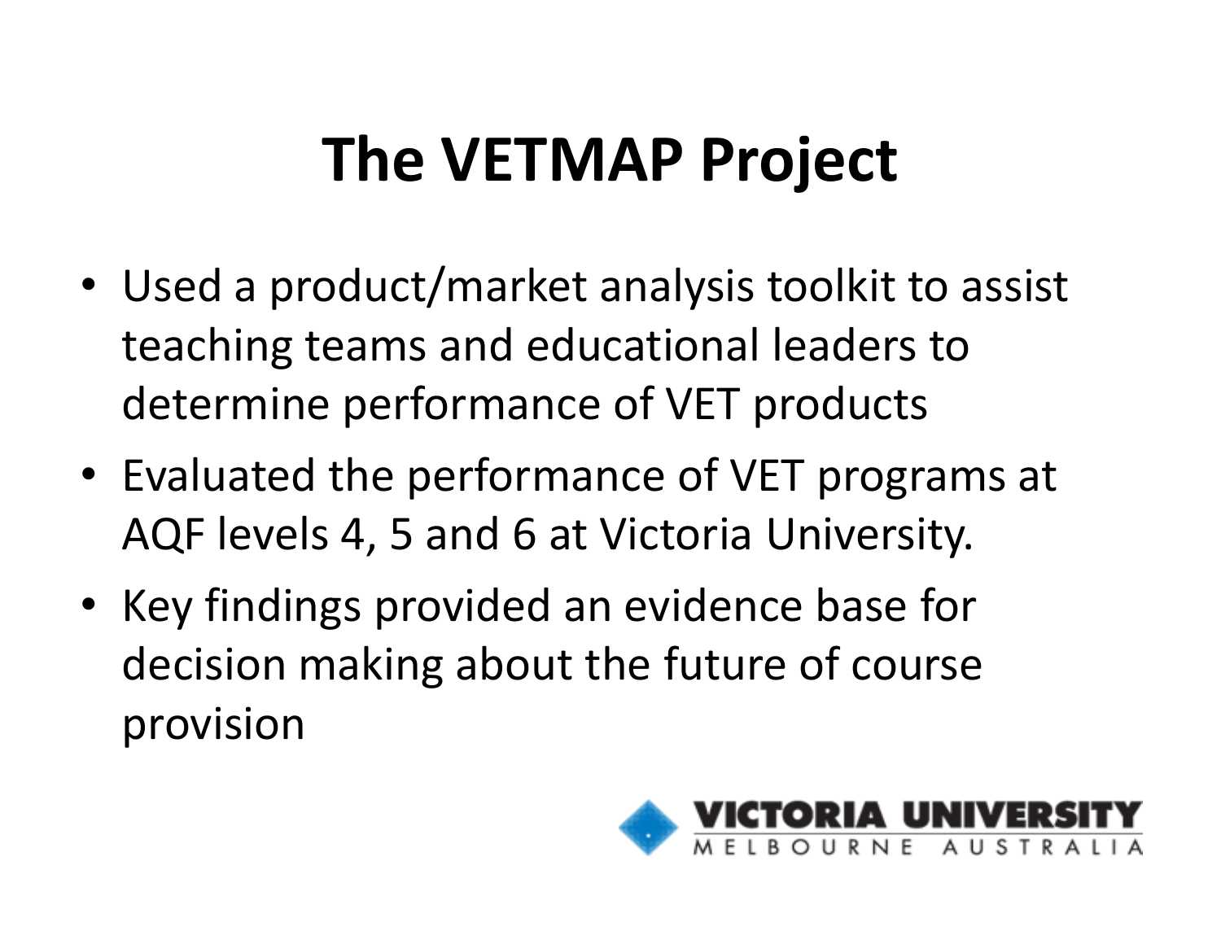# The VETMAP Project

- Used a product/market analysis toolkit to assist teaching teams and educational leaders to determine performance of VET products
- Evaluated the performance of VET programs at AQF levels 4, 5 and 6 at Victoria University.
- Key findings provided an evidence base for decision making about the future of course provision

VICTORIA UNIVERSITY
MELBOURNE AUSTRALIA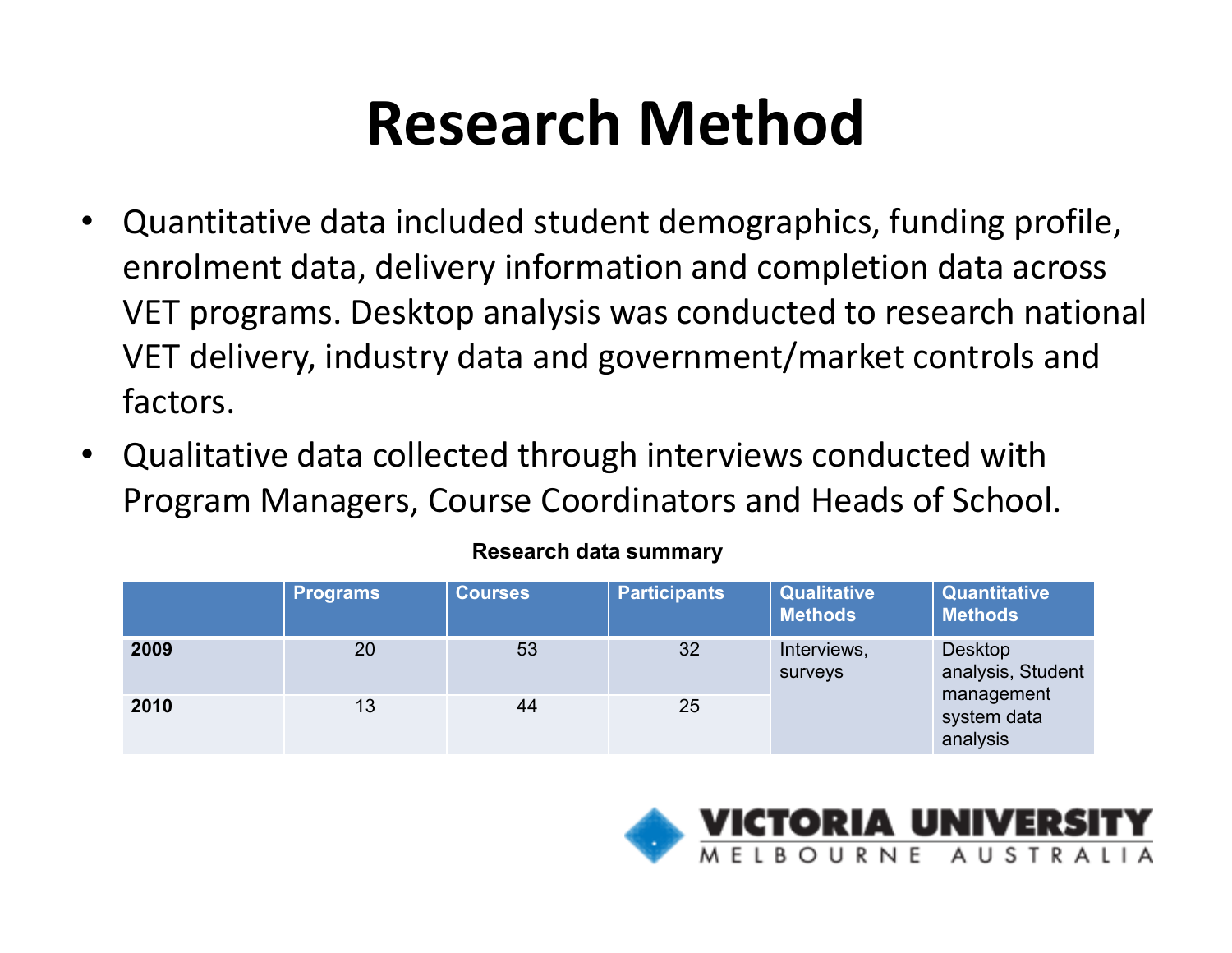# Research Method

- Quantitative data included student demographics, funding profile, enrolment data, delivery information and completion data across VET programs. Desktop analysis was conducted to research national VET delivery, industry data and government/market controls and factors.
- Qualitative data collected through interviews conducted with Program Managers, Course Coordinators and Heads of School.

**Research data summary**

| | Programs | Courses | Participants | Qualitative Methods | Quantitative Methods |
|---|---|---|---|---|---|
| **2009** | 20 | 53 | 32 | Interviews, surveys | Desktop analysis, Student management system data analysis |
| **2010** | 13 | 44 | 25 | | |

VICTORIA UNIVERSITY MELBOURNE AUSTRALIA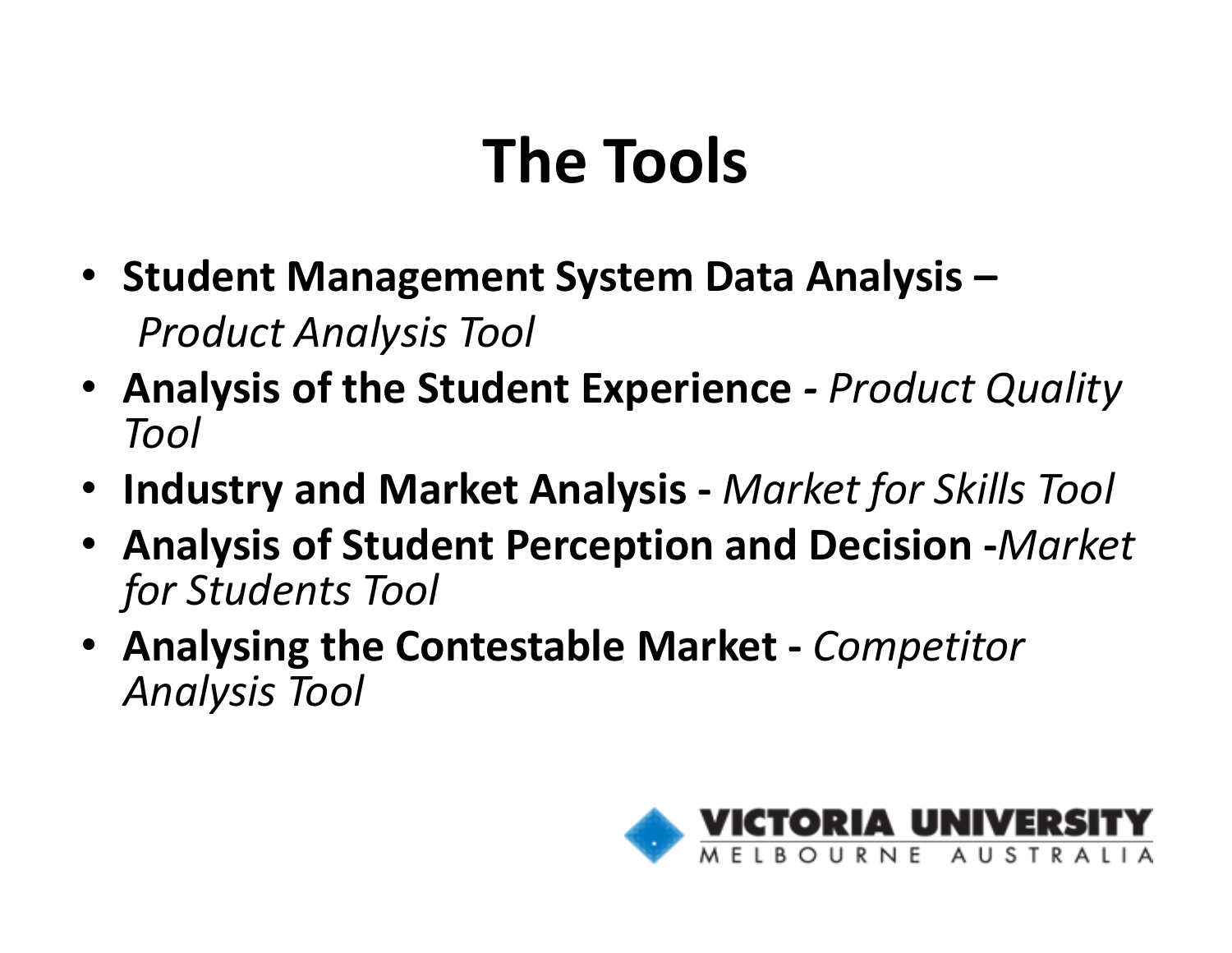# The Tools

- **Student Management System Data Analysis –** *Product Analysis Tool*
- **Analysis of the Student Experience -** *Product Quality Tool*
- **Industry and Market Analysis -** *Market for Skills Tool*
- **Analysis of Student Perception and Decision -***Market for Students Tool*
- **Analysing the Contestable Market -** *Competitor Analysis Tool*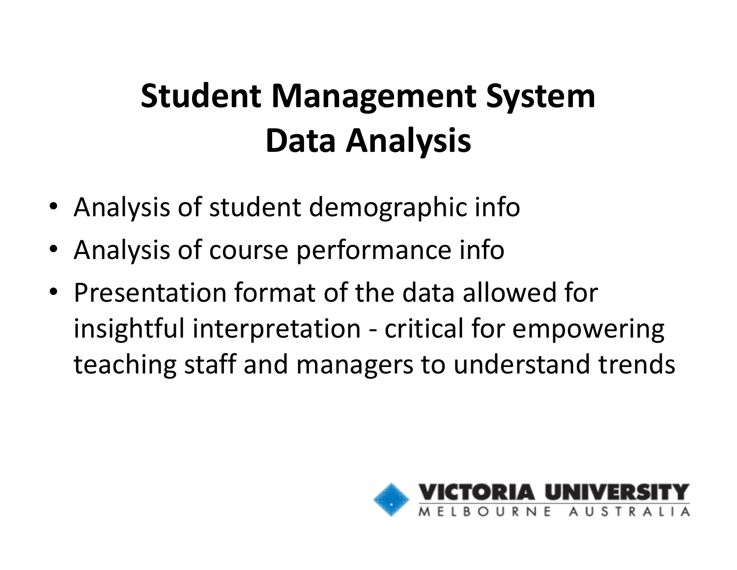# Student Management System Data Analysis

- Analysis of student demographic info
- Analysis of course performance info
- Presentation format of the data allowed for insightful interpretation - critical for empowering teaching staff and managers to understand trends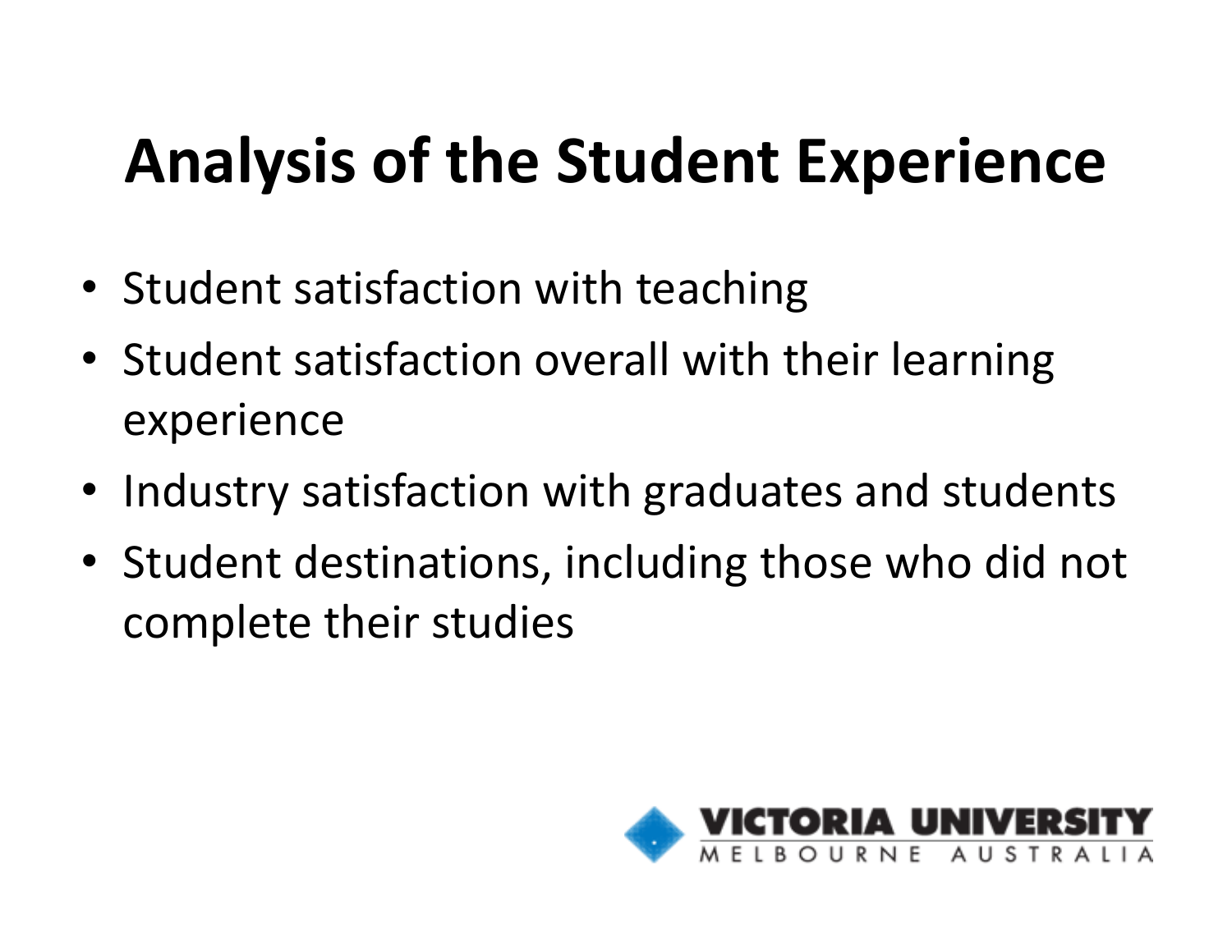# Analysis of the Student Experience

- Student satisfaction with teaching
- Student satisfaction overall with their learning experience
- Industry satisfaction with graduates and students
- Student destinations, including those who did not complete their studies

VICTORIA UNIVERSITY
MELBOURNE AUSTRALIA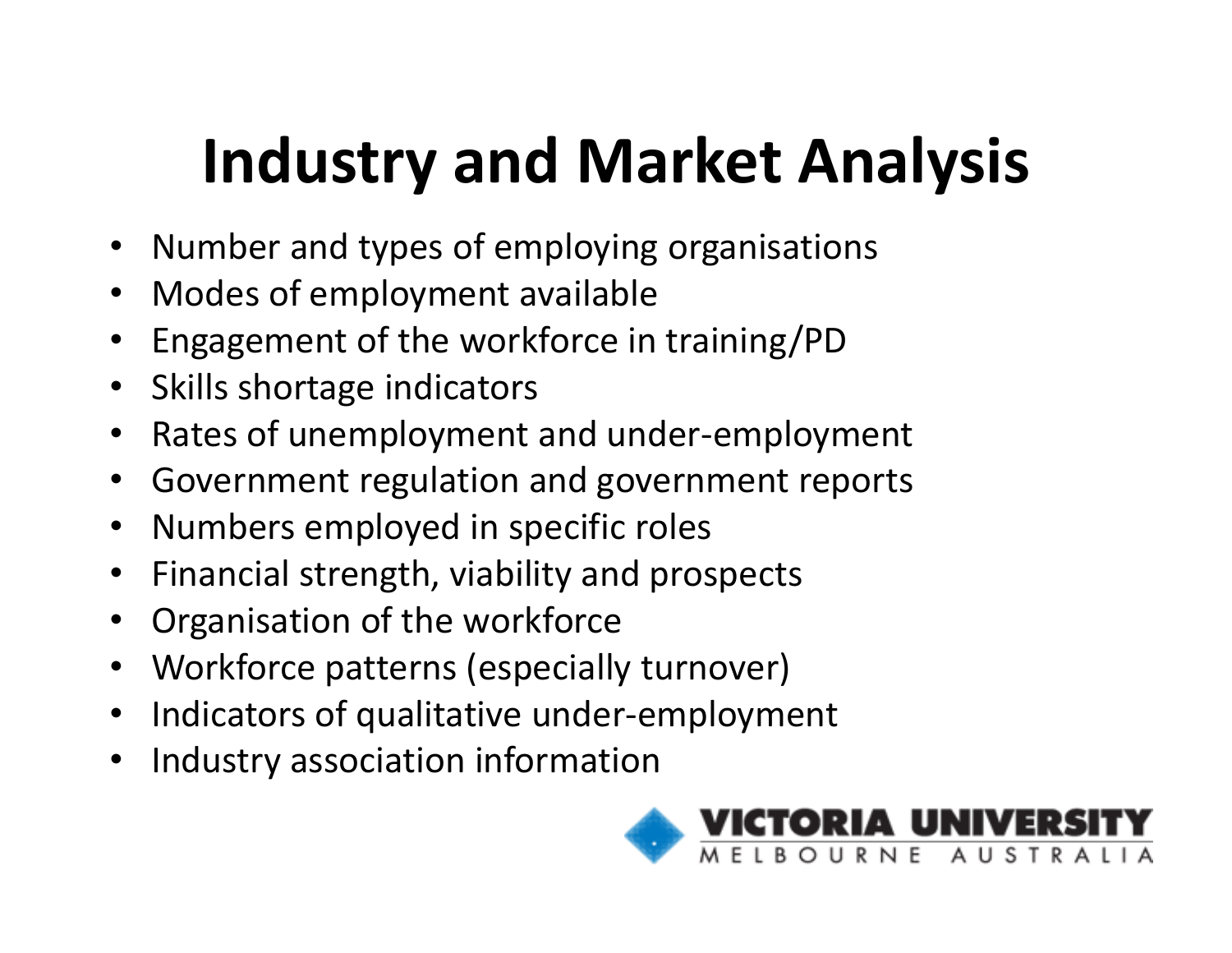# Industry and Market Analysis

- Number and types of employing organisations
- Modes of employment available
- Engagement of the workforce in training/PD
- Skills shortage indicators
- Rates of unemployment and under-employment
- Government regulation and government reports
- Numbers employed in specific roles
- Financial strength, viability and prospects
- Organisation of the workforce
- Workforce patterns (especially turnover)
- Indicators of qualitative under-employment
- Industry association information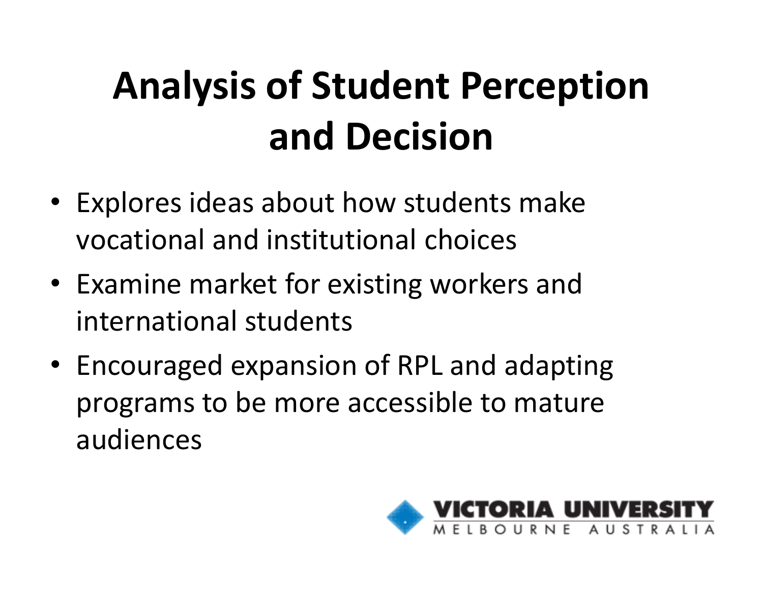# Analysis of Student Perception and Decision

- Explores ideas about how students make vocational and institutional choices
- Examine market for existing workers and international students
- Encouraged expansion of RPL and adapting programs to be more accessible to mature audiences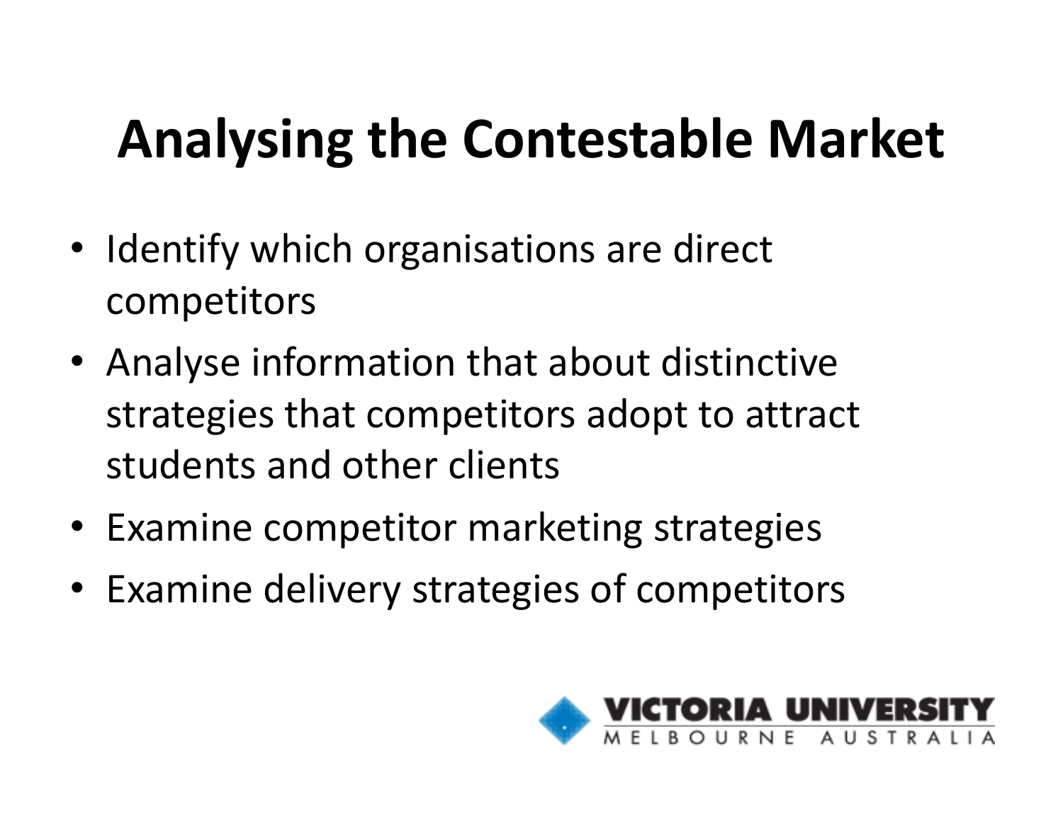# Analysing the Contestable Market

- Identify which organisations are direct competitors
- Analyse information that about distinctive strategies that competitors adopt to attract students and other clients
- Examine competitor marketing strategies
- Examine delivery strategies of competitors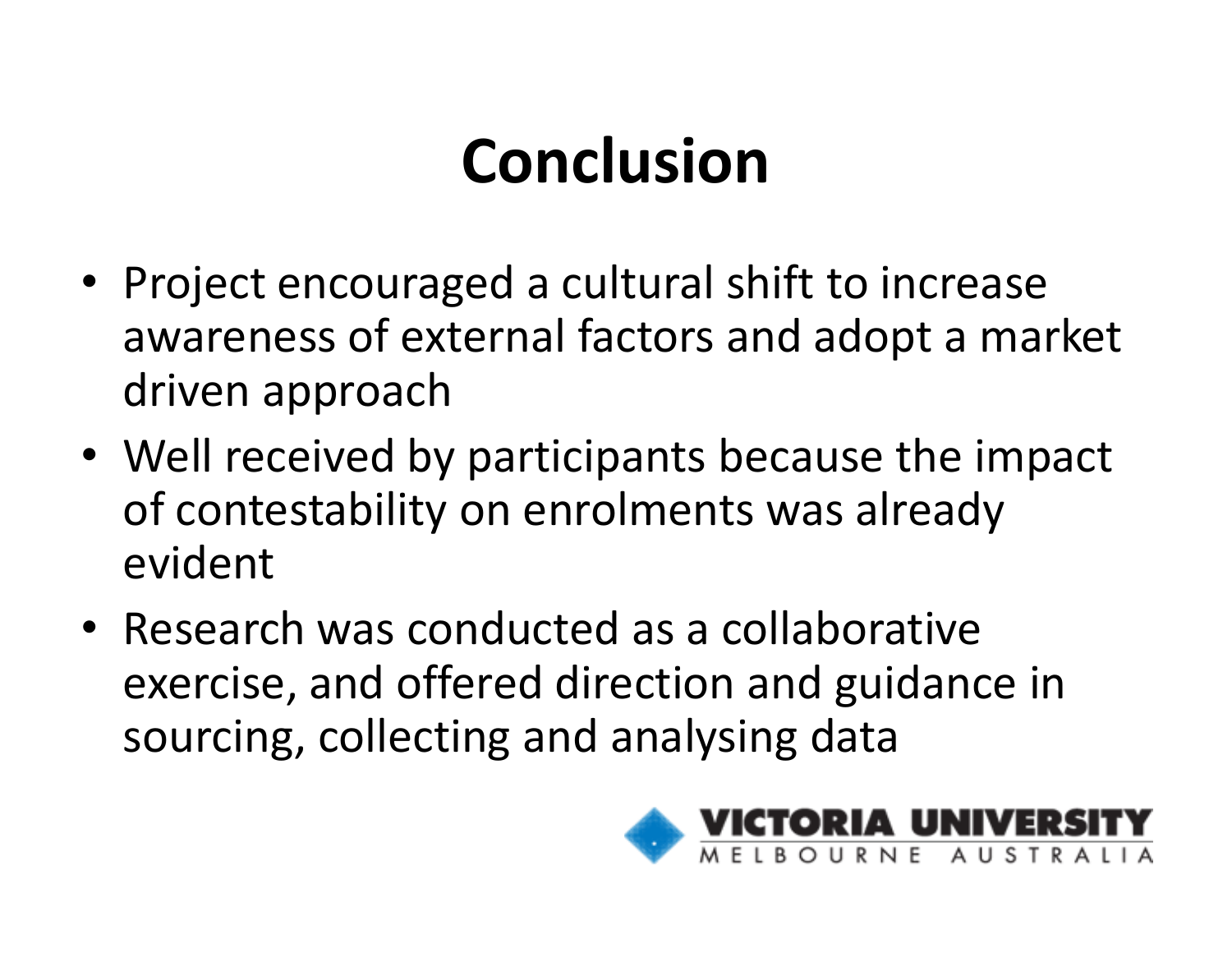# Conclusion

- Project encouraged a cultural shift to increase awareness of external factors and adopt a market driven approach
- Well received by participants because the impact of contestability on enrolments was already evident
- Research was conducted as a collaborative exercise, and offered direction and guidance in sourcing, collecting and analysing data